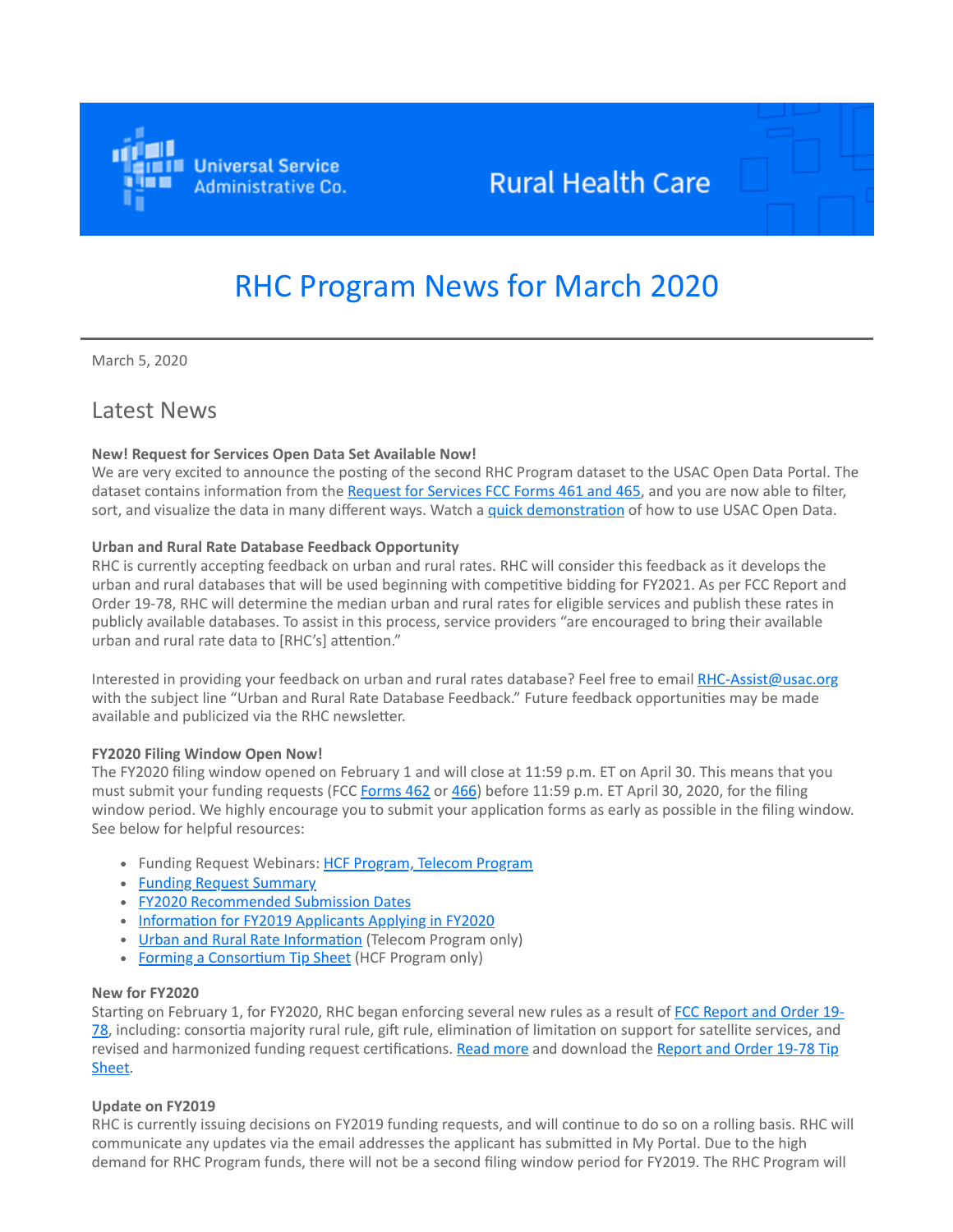Universal Service Administrative Co. — Rural Health Care

# RHC Program News for March 2020

March 5, 2020

## Latest News

**New! Request for Services Open Data Set Available Now!**
We are very excited to announce the posting of the second RHC Program dataset to the USAC Open Data Portal. The dataset contains information from the Request for Services FCC Forms 461 and 465, and you are now able to filter, sort, and visualize the data in many different ways. Watch a quick demonstration of how to use USAC Open Data.

**Urban and Rural Rate Database Feedback Opportunity**
RHC is currently accepting feedback on urban and rural rates. RHC will consider this feedback as it develops the urban and rural databases that will be used beginning with competitive bidding for FY2021. As per FCC Report and Order 19-78, RHC will determine the median urban and rural rates for eligible services and publish these rates in publicly available databases. To assist in this process, service providers "are encouraged to bring their available urban and rural rate data to [RHC's] attention."

Interested in providing your feedback on urban and rural rates database? Feel free to email RHC-Assist@usac.org with the subject line "Urban and Rural Rate Database Feedback." Future feedback opportunities may be made available and publicized via the RHC newsletter.

**FY2020 Filing Window Open Now!**
The FY2020 filing window opened on February 1 and will close at 11:59 p.m. ET on April 30. This means that you must submit your funding requests (FCC Forms 462 or 466) before 11:59 p.m. ET April 30, 2020, for the filing window period. We highly encourage you to submit your application forms as early as possible in the filing window. See below for helpful resources:

- Funding Request Webinars: HCF Program, Telecom Program
- Funding Request Summary
- FY2020 Recommended Submission Dates
- Information for FY2019 Applicants Applying in FY2020
- Urban and Rural Rate Information (Telecom Program only)
- Forming a Consortium Tip Sheet (HCF Program only)

**New for FY2020**
Starting on February 1, for FY2020, RHC began enforcing several new rules as a result of FCC Report and Order 19-78, including: consortia majority rural rule, gift rule, elimination of limitation on support for satellite services, and revised and harmonized funding request certifications. Read more and download the Report and Order 19-78 Tip Sheet.

**Update on FY2019**
RHC is currently issuing decisions on FY2019 funding requests, and will continue to do so on a rolling basis. RHC will communicate any updates via the email addresses the applicant has submitted in My Portal. Due to the high demand for RHC Program funds, there will not be a second filing window period for FY2019. The RHC Program will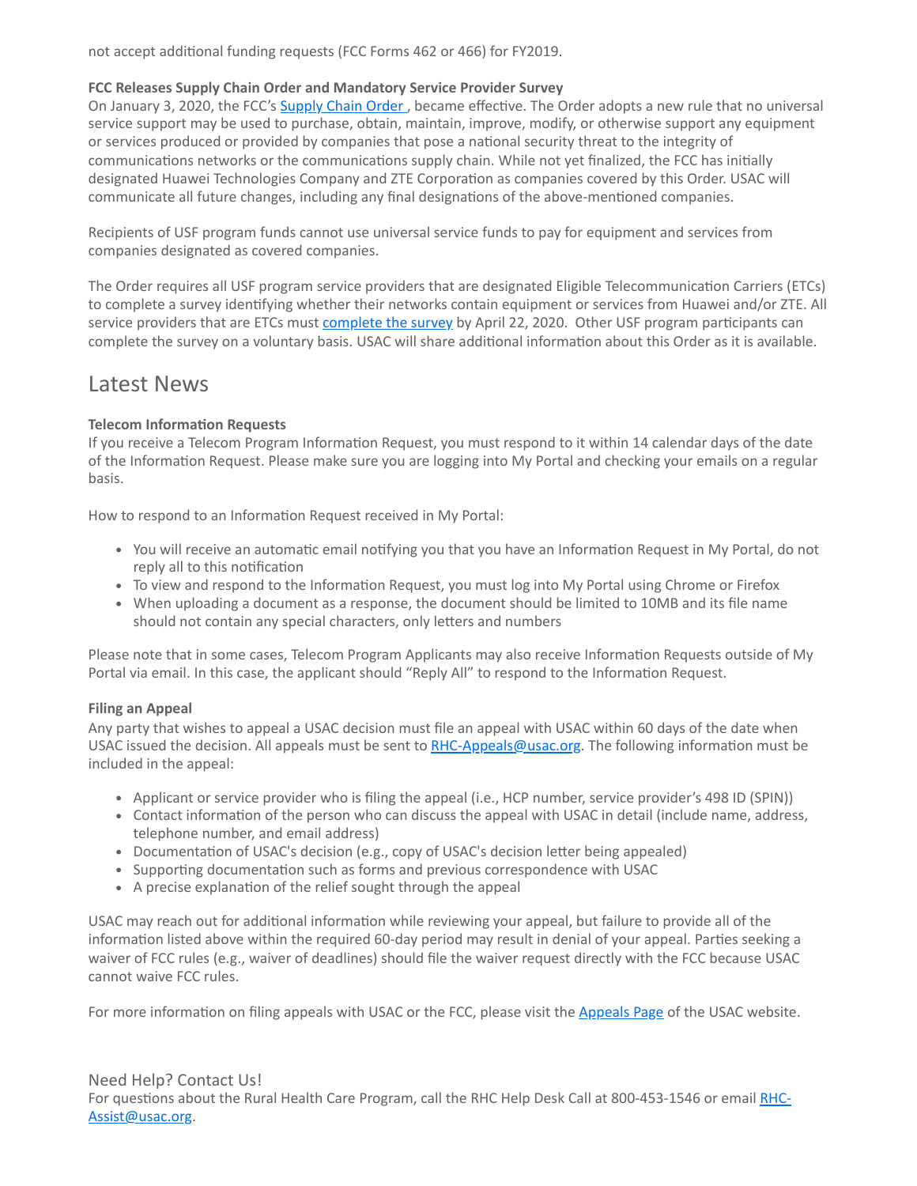not accept additional funding requests (FCC Forms 462 or 466) for FY2019.

**FCC Releases Supply Chain Order and Mandatory Service Provider Survey**
On January 3, 2020, the FCC's [Supply Chain Order](), became effective. The Order adopts a new rule that no universal service support may be used to purchase, obtain, maintain, improve, modify, or otherwise support any equipment or services produced or provided by companies that pose a national security threat to the integrity of communications networks or the communications supply chain. While not yet finalized, the FCC has initially designated Huawei Technologies Company and ZTE Corporation as companies covered by this Order. USAC will communicate all future changes, including any final designations of the above-mentioned companies.

Recipients of USF program funds cannot use universal service funds to pay for equipment and services from companies designated as covered companies.

The Order requires all USF program service providers that are designated Eligible Telecommunication Carriers (ETCs) to complete a survey identifying whether their networks contain equipment or services from Huawei and/or ZTE. All service providers that are ETCs must [complete the survey]() by April 22, 2020. Other USF program participants can complete the survey on a voluntary basis. USAC will share additional information about this Order as it is available.

## Latest News

**Telecom Information Requests**
If you receive a Telecom Program Information Request, you must respond to it within 14 calendar days of the date of the Information Request. Please make sure you are logging into My Portal and checking your emails on a regular basis.

How to respond to an Information Request received in My Portal:

- You will receive an automatic email notifying you that you have an Information Request in My Portal, do not reply all to this notification
- To view and respond to the Information Request, you must log into My Portal using Chrome or Firefox
- When uploading a document as a response, the document should be limited to 10MB and its file name should not contain any special characters, only letters and numbers

Please note that in some cases, Telecom Program Applicants may also receive Information Requests outside of My Portal via email. In this case, the applicant should "Reply All" to respond to the Information Request.

**Filing an Appeal**
Any party that wishes to appeal a USAC decision must file an appeal with USAC within 60 days of the date when USAC issued the decision. All appeals must be sent to [RHC-Appeals@usac.org](mailto:RHC-Appeals@usac.org). The following information must be included in the appeal:

- Applicant or service provider who is filing the appeal (i.e., HCP number, service provider's 498 ID (SPIN))
- Contact information of the person who can discuss the appeal with USAC in detail (include name, address, telephone number, and email address)
- Documentation of USAC's decision (e.g., copy of USAC's decision letter being appealed)
- Supporting documentation such as forms and previous correspondence with USAC
- A precise explanation of the relief sought through the appeal

USAC may reach out for additional information while reviewing your appeal, but failure to provide all of the information listed above within the required 60-day period may result in denial of your appeal. Parties seeking a waiver of FCC rules (e.g., waiver of deadlines) should file the waiver request directly with the FCC because USAC cannot waive FCC rules.

For more information on filing appeals with USAC or the FCC, please visit the [Appeals Page]() of the USAC website.

### Need Help? Contact Us!

For questions about the Rural Health Care Program, call the RHC Help Desk Call at 800-453-1546 or email [RHC-Assist@usac.org](mailto:RHC-Assist@usac.org).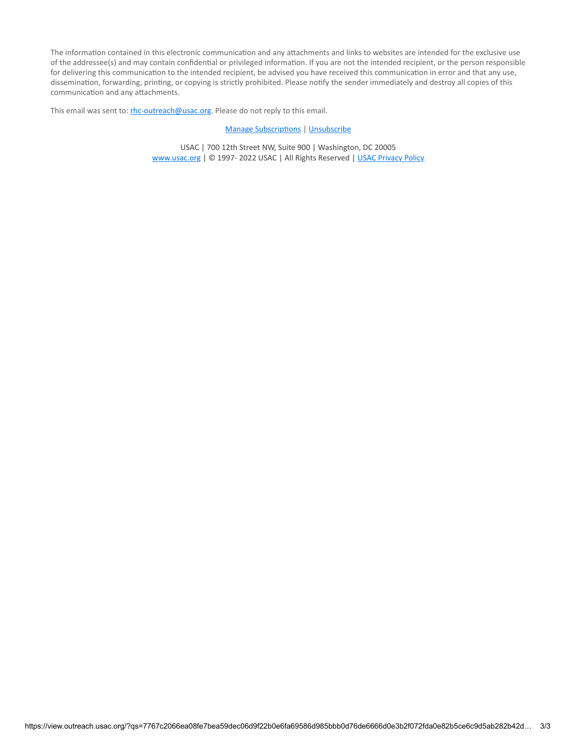The information contained in this electronic communication and any attachments and links to websites are intended for the exclusive use of the addressee(s) and may contain confidential or privileged information. If you are not the intended recipient, or the person responsible for delivering this communication to the intended recipient, be advised you have received this communication in error and that any use, dissemination, forwarding, printing, or copying is strictly prohibited. Please notify the sender immediately and destroy all copies of this communication and any attachments.

This email was sent to: rhc-outreach@usac.org. Please do not reply to this email.

Manage Subscriptions | Unsubscribe

USAC | 700 12th Street NW, Suite 900 | Washington, DC 20005
www.usac.org | © 1997- 2022 USAC | All Rights Reserved | USAC Privacy Policy